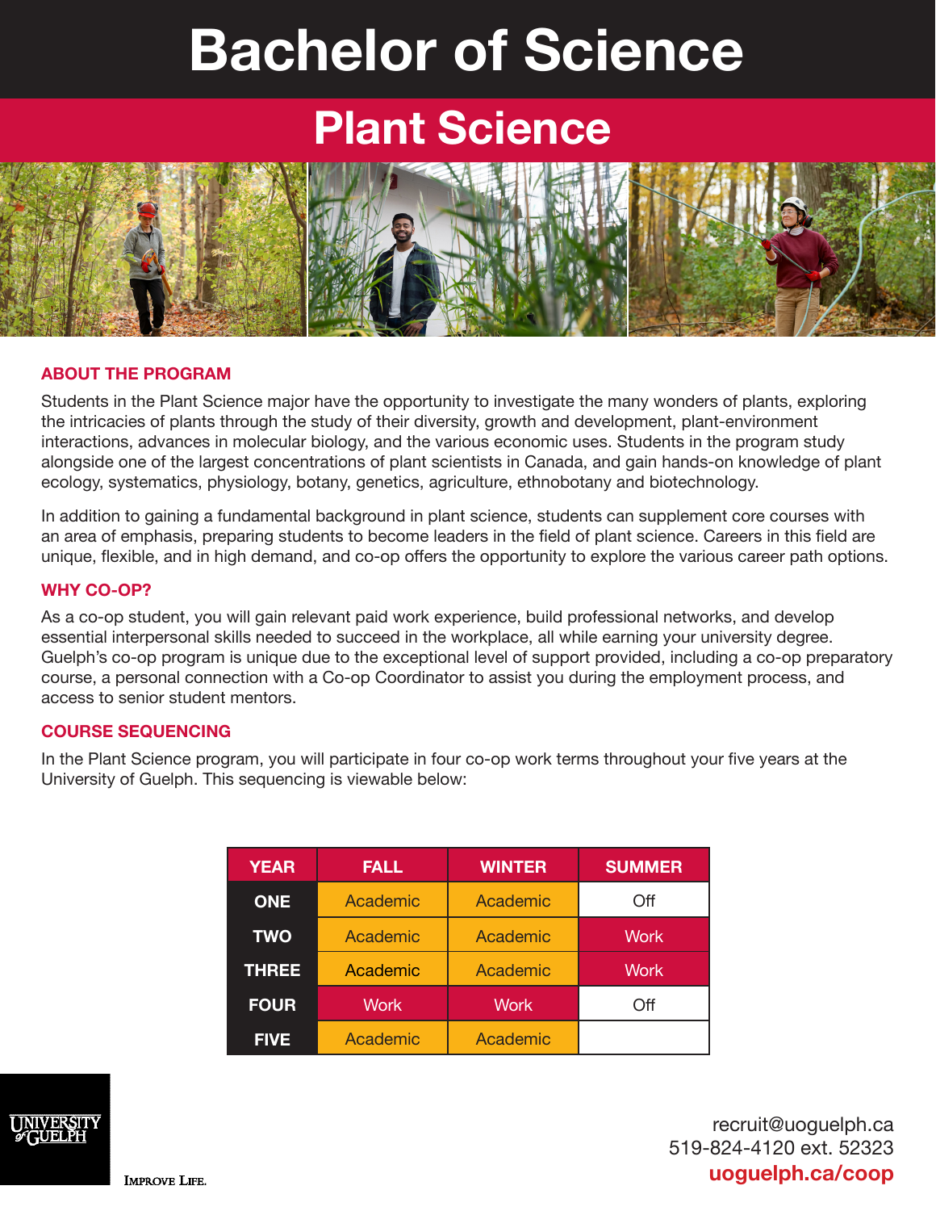# Bachelor of Science

## Plant Science

### ABOUT THE PROGRAM

Students in the Plant Science major have the opportunity to investigate the many wonders of plants, exploring the intricacies of plants through the study of their diversity, growth and development, plant-environment interactions, advances in molecular biology, and the various economic uses. Students in the program study alongside one of the largest concentrations of plant scientists in Canada, and gain hands-on knowledge of plant ecology, systematics, physiology, botany, genetics, agriculture, ethnobotany and biotechnology.

In addition to gaining a fundamental background in plant science, students can supplement core courses with an area of emphasis, preparing students to become leaders in the field of plant science. Careers in this field are unique, flexible, and in high demand, and co-op offers the opportunity to explore the various career path options.

### WHY CO-OP?

As a co-op student, you will gain relevant paid work experience, build professional networks, and develop essential interpersonal skills needed to succeed in the workplace, all while earning your university degree. Guelph's co-op program is unique due to the exceptional level of support provided, including a co-op preparatory course, a personal connection with a Co-op Coordinator to assist you during the employment process, and access to senior student mentors.

### COURSE SEQUENCING

In the Plant Science program, you will participate in four co-op work terms throughout your five years at the University of Guelph. This sequencing is viewable below:

| YEAR | FALL | WINTER | SUMMER |
|---|---|---|---|
| ONE | Academic | Academic | Off |
| TWO | Academic | Academic | Work |
| THREE | Academic | Academic | Work |
| FOUR | Work | Work | Off |
| FIVE | Academic | Academic | |

UNIVERSITY of GUELPH

IMPROVE LIFE.

recruit@uoguelph.ca
519-824-4120 ext. 52323
**uoguelph.ca/coop**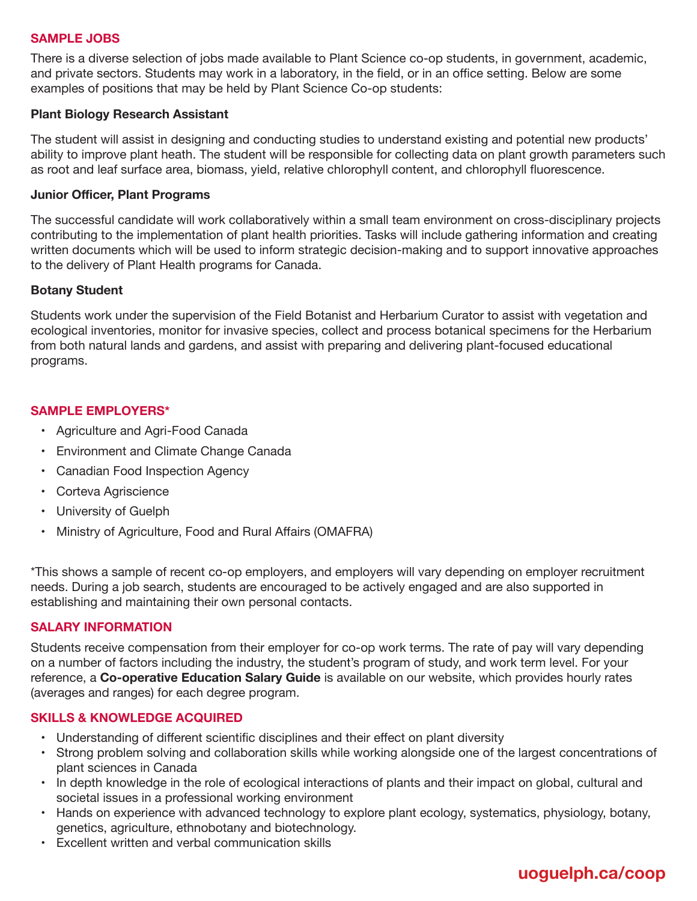## SAMPLE JOBS

There is a diverse selection of jobs made available to Plant Science co-op students, in government, academic, and private sectors. Students may work in a laboratory, in the field, or in an office setting. Below are some examples of positions that may be held by Plant Science Co-op students:

### Plant Biology Research Assistant

The student will assist in designing and conducting studies to understand existing and potential new products' ability to improve plant heath. The student will be responsible for collecting data on plant growth parameters such as root and leaf surface area, biomass, yield, relative chlorophyll content, and chlorophyll fluorescence.

### Junior Officer, Plant Programs

The successful candidate will work collaboratively within a small team environment on cross-disciplinary projects contributing to the implementation of plant health priorities. Tasks will include gathering information and creating written documents which will be used to inform strategic decision-making and to support innovative approaches to the delivery of Plant Health programs for Canada.

### Botany Student

Students work under the supervision of the Field Botanist and Herbarium Curator to assist with vegetation and ecological inventories, monitor for invasive species, collect and process botanical specimens for the Herbarium from both natural lands and gardens, and assist with preparing and delivering plant-focused educational programs.

## SAMPLE EMPLOYERS*

- Agriculture and Agri-Food Canada
- Environment and Climate Change Canada
- Canadian Food Inspection Agency
- Corteva Agriscience
- University of Guelph
- Ministry of Agriculture, Food and Rural Affairs (OMAFRA)

*This shows a sample of recent co-op employers, and employers will vary depending on employer recruitment needs. During a job search, students are encouraged to be actively engaged and are also supported in establishing and maintaining their own personal contacts.

## SALARY INFORMATION

Students receive compensation from their employer for co-op work terms. The rate of pay will vary depending on a number of factors including the industry, the student's program of study, and work term level. For your reference, a **Co-operative Education Salary Guide** is available on our website, which provides hourly rates (averages and ranges) for each degree program.

## SKILLS & KNOWLEDGE ACQUIRED

- Understanding of different scientific disciplines and their effect on plant diversity
- Strong problem solving and collaboration skills while working alongside one of the largest concentrations of plant sciences in Canada
- In depth knowledge in the role of ecological interactions of plants and their impact on global, cultural and societal issues in a professional working environment
- Hands on experience with advanced technology to explore plant ecology, systematics, physiology, botany, genetics, agriculture, ethnobotany and biotechnology.
- Excellent written and verbal communication skills

**uoguelph.ca/coop**